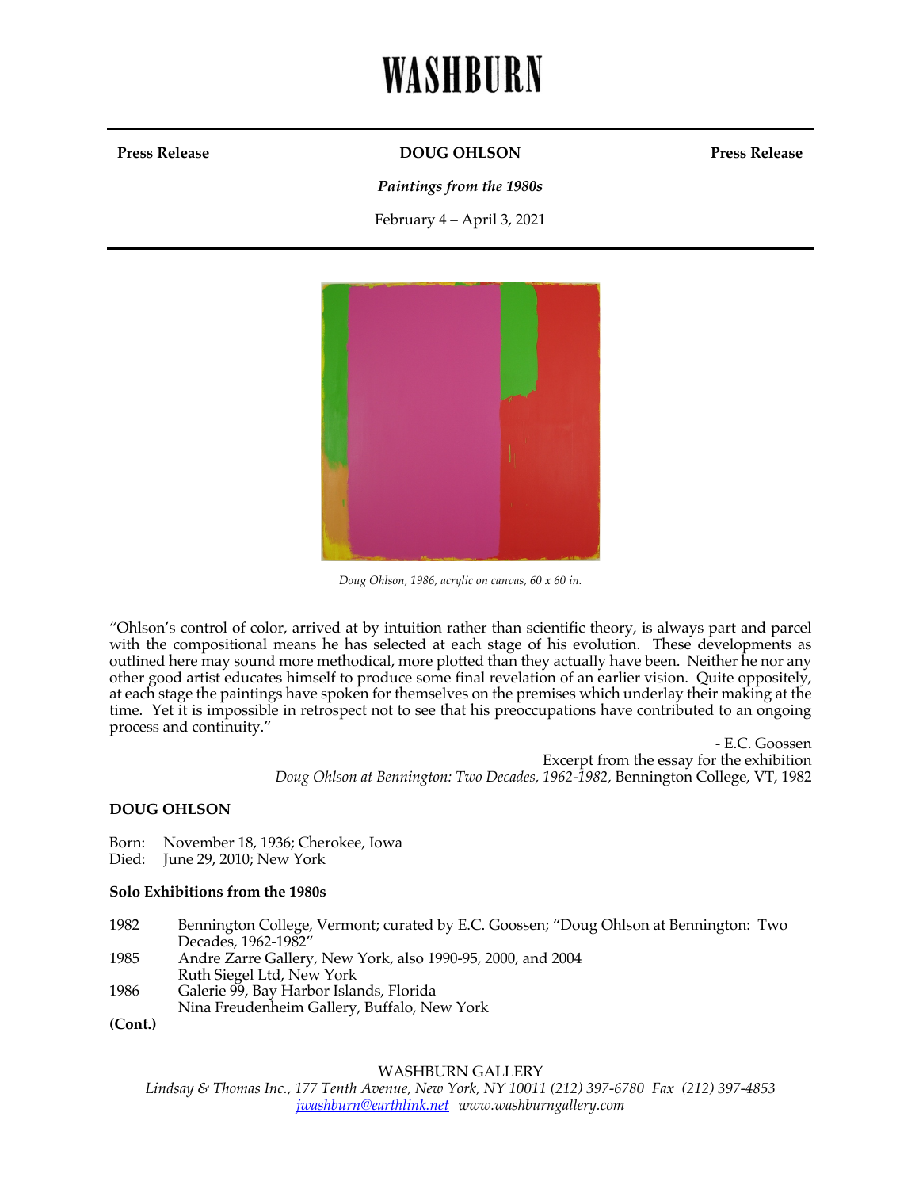# WASHBURN

**Press Release** **DOUG OHLSON** **Press Release**

*Paintings from the 1980s*

February 4 – April 3, 2021

*Doug Ohlson, 1986, acrylic on canvas, 60 x 60 in.*

"Ohlson's control of color, arrived at by intuition rather than scientific theory, is always part and parcel with the compositional means he has selected at each stage of his evolution. These developments as outlined here may sound more methodical, more plotted than they actually have been. Neither he nor any other good artist educates himself to produce some final revelation of an earlier vision. Quite oppositely, at each stage the paintings have spoken for themselves on the premises which underlay their making at the time. Yet it is impossible in retrospect not to see that his preoccupations have contributed to an ongoing process and continuity."

- E.C. Goossen
Excerpt from the essay for the exhibition
*Doug Ohlson at Bennington: Two Decades, 1962-1982*, Bennington College, VT, 1982

**DOUG OHLSON**

Born: November 18, 1936; Cherokee, Iowa
Died: June 29, 2010; New York

**Solo Exhibitions from the 1980s**

1982 Bennington College, Vermont; curated by E.C. Goossen; "Doug Ohlson at Bennington: Two Decades, 1962-1982"
1985 Andre Zarre Gallery, New York, also 1990-95, 2000, and 2004
Ruth Siegel Ltd, New York
1986 Galerie 99, Bay Harbor Islands, Florida
Nina Freudenheim Gallery, Buffalo, New York

**(Cont.)**

WASHBURN GALLERY
*Lindsay & Thomas Inc., 177 Tenth Avenue, New York, NY 10011 (212) 397-6780 Fax (212) 397-4853*
*jwashburn@earthlink.net www.washburngallery.com*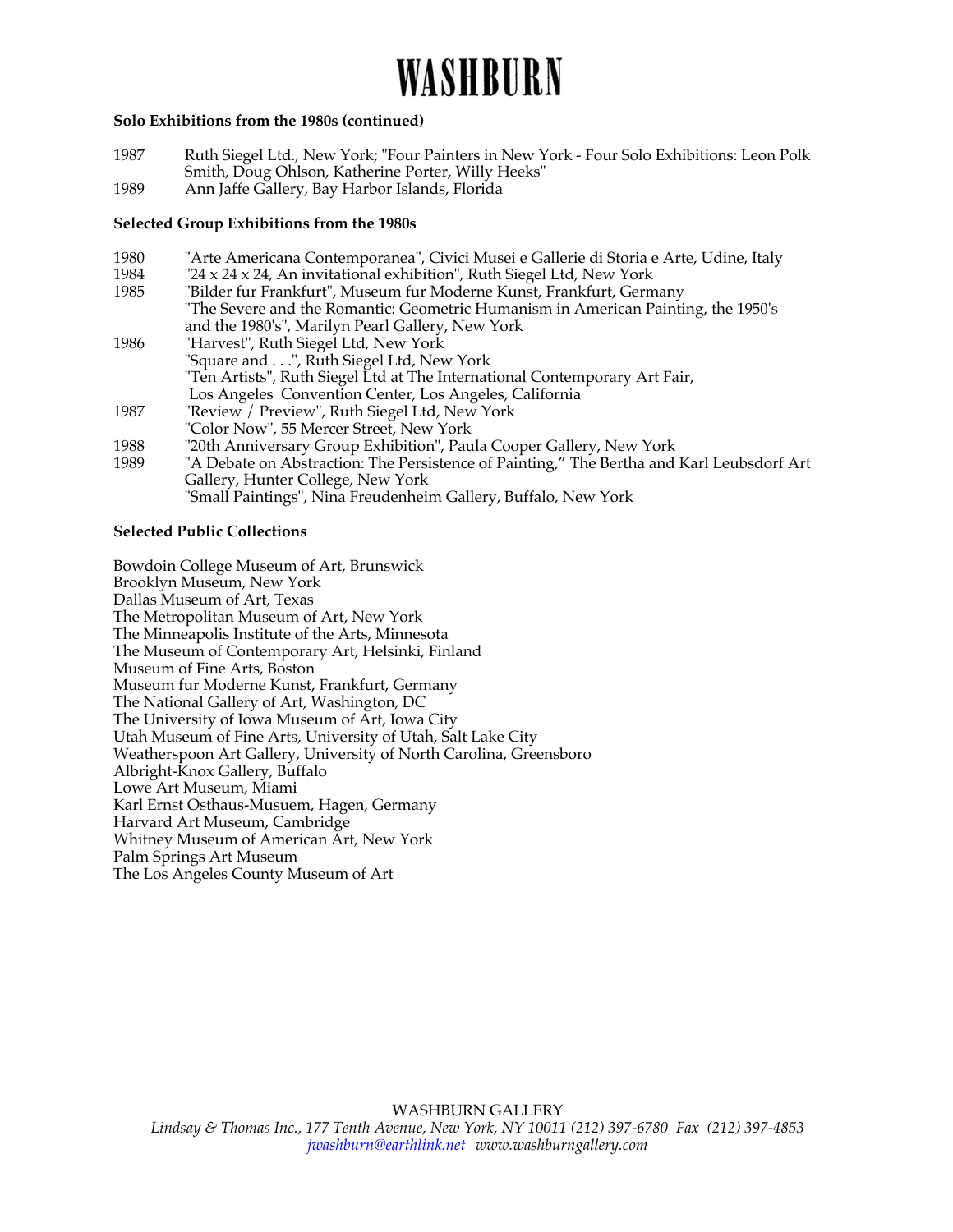**Solo Exhibitions from the 1980s (continued)**

1987 Ruth Siegel Ltd., New York; "Four Painters in New York - Four Solo Exhibitions: Leon Polk Smith, Doug Ohlson, Katherine Porter, Willy Heeks"
1989 Ann Jaffe Gallery, Bay Harbor Islands, Florida

**Selected Group Exhibitions from the 1980s**

1980 "Arte Americana Contemporanea", Civici Musei e Gallerie di Storia e Arte, Udine, Italy
1984 "24 x 24 x 24, An invitational exhibition", Ruth Siegel Ltd, New York
1985 "Bilder fur Frankfurt", Museum fur Moderne Kunst, Frankfurt, Germany
"The Severe and the Romantic: Geometric Humanism in American Painting, the 1950's and the 1980's", Marilyn Pearl Gallery, New York
1986 "Harvest", Ruth Siegel Ltd, New York
"Square and . . .", Ruth Siegel Ltd, New York
"Ten Artists", Ruth Siegel Ltd at The International Contemporary Art Fair, Los Angeles Convention Center, Los Angeles, California
1987 "Review / Preview", Ruth Siegel Ltd, New York
"Color Now", 55 Mercer Street, New York
1988 "20th Anniversary Group Exhibition", Paula Cooper Gallery, New York
1989 "A Debate on Abstraction: The Persistence of Painting," The Bertha and Karl Leubsdorf Art Gallery, Hunter College, New York
"Small Paintings", Nina Freudenheim Gallery, Buffalo, New York

**Selected Public Collections**

Bowdoin College Museum of Art, Brunswick
Brooklyn Museum, New York
Dallas Museum of Art, Texas
The Metropolitan Museum of Art, New York
The Minneapolis Institute of the Arts, Minnesota
The Museum of Contemporary Art, Helsinki, Finland
Museum of Fine Arts, Boston
Museum fur Moderne Kunst, Frankfurt, Germany
The National Gallery of Art, Washington, DC
The University of Iowa Museum of Art, Iowa City
Utah Museum of Fine Arts, University of Utah, Salt Lake City
Weatherspoon Art Gallery, University of North Carolina, Greensboro
Albright-Knox Gallery, Buffalo
Lowe Art Museum, Miami
Karl Ernst Osthaus-Musuem, Hagen, Germany
Harvard Art Museum, Cambridge
Whitney Museum of American Art, New York
Palm Springs Art Museum
The Los Angeles County Museum of Art